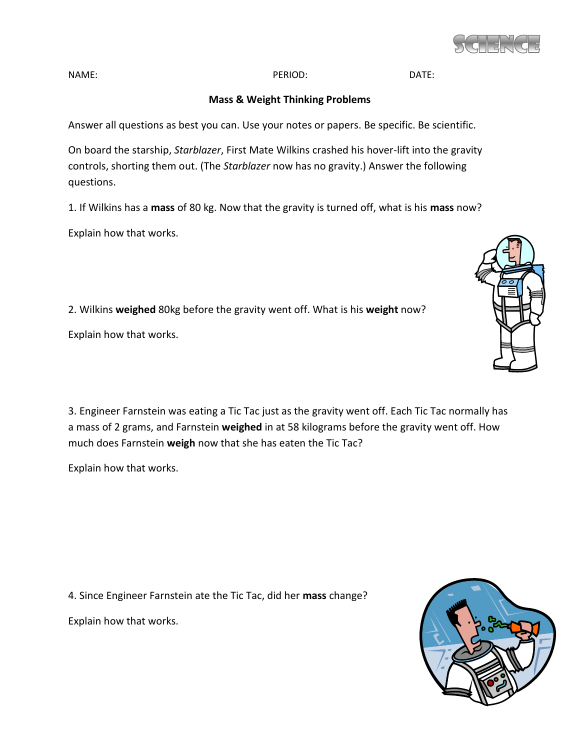NAME: PERIOD: DATE:

**Mass & Weight Thinking Problems**

Answer all questions as best you can. Use your notes or papers. Be specific. Be scientific.

On board the starship, *Starblazer*, First Mate Wilkins crashed his hover-lift into the gravity controls, shorting them out. (The *Starblazer* now has no gravity.) Answer the following questions.

1. If Wilkins has a **mass** of 80 kg. Now that the gravity is turned off, what is his **mass** now?

Explain how that works.

2. Wilkins **weighed** 80kg before the gravity went off. What is his **weight** now?

Explain how that works.

3. Engineer Farnstein was eating a Tic Tac just as the gravity went off. Each Tic Tac normally has a mass of 2 grams, and Farnstein **weighed** in at 58 kilograms before the gravity went off. How much does Farnstein **weigh** now that she has eaten the Tic Tac?

Explain how that works.

4. Since Engineer Farnstein ate the Tic Tac, did her **mass** change?

Explain how that works.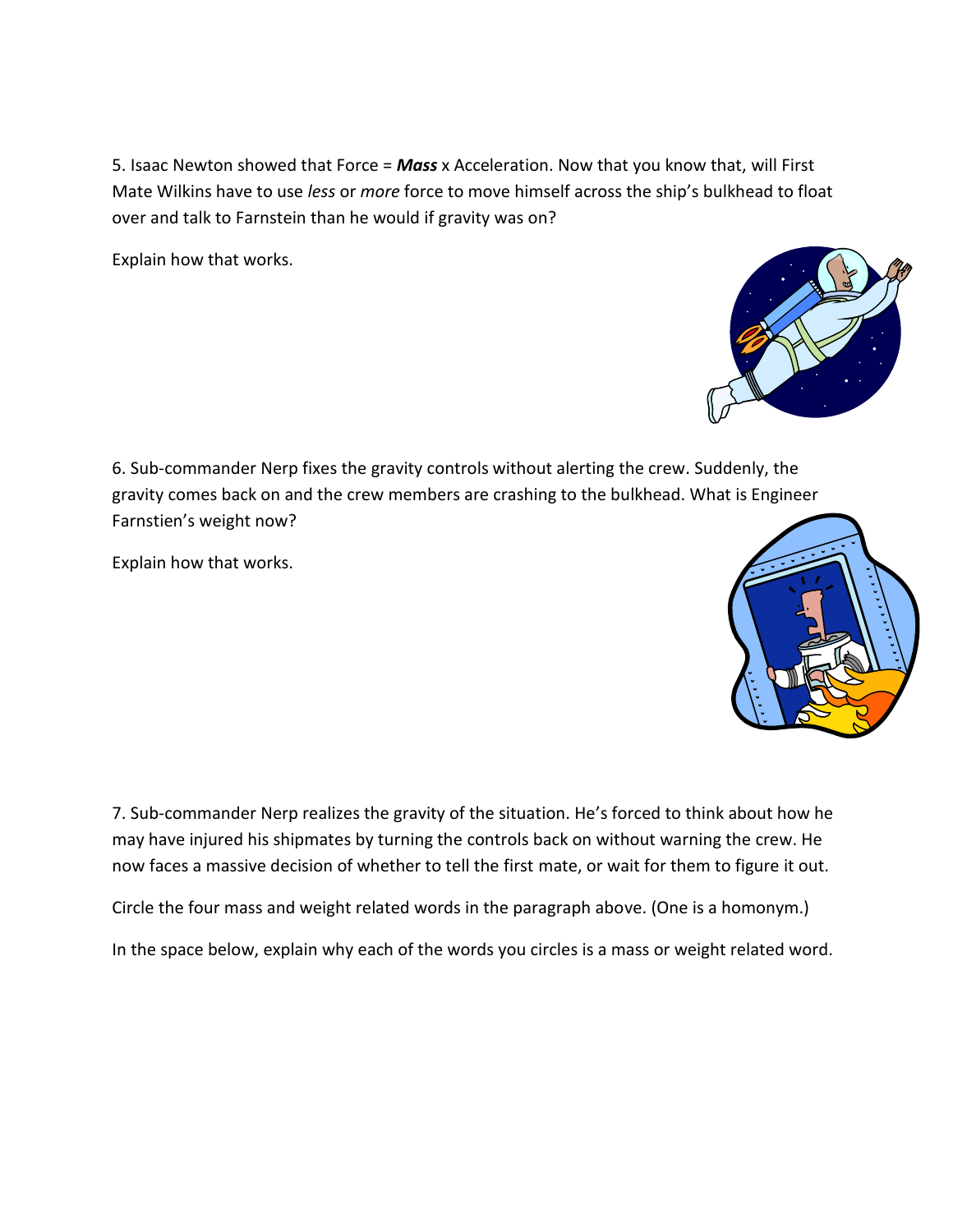5. Isaac Newton showed that Force = ***Mass*** x Acceleration. Now that you know that, will First Mate Wilkins have to use *less* or *more* force to move himself across the ship's bulkhead to float over and talk to Farnstein than he would if gravity was on?

Explain how that works.

6. Sub-commander Nerp fixes the gravity controls without alerting the crew. Suddenly, the gravity comes back on and the crew members are crashing to the bulkhead. What is Engineer Farnstien's weight now?

Explain how that works.

7. Sub-commander Nerp realizes the gravity of the situation. He's forced to think about how he may have injured his shipmates by turning the controls back on without warning the crew. He now faces a massive decision of whether to tell the first mate, or wait for them to figure it out.

Circle the four mass and weight related words in the paragraph above. (One is a homonym.)

In the space below, explain why each of the words you circles is a mass or weight related word.